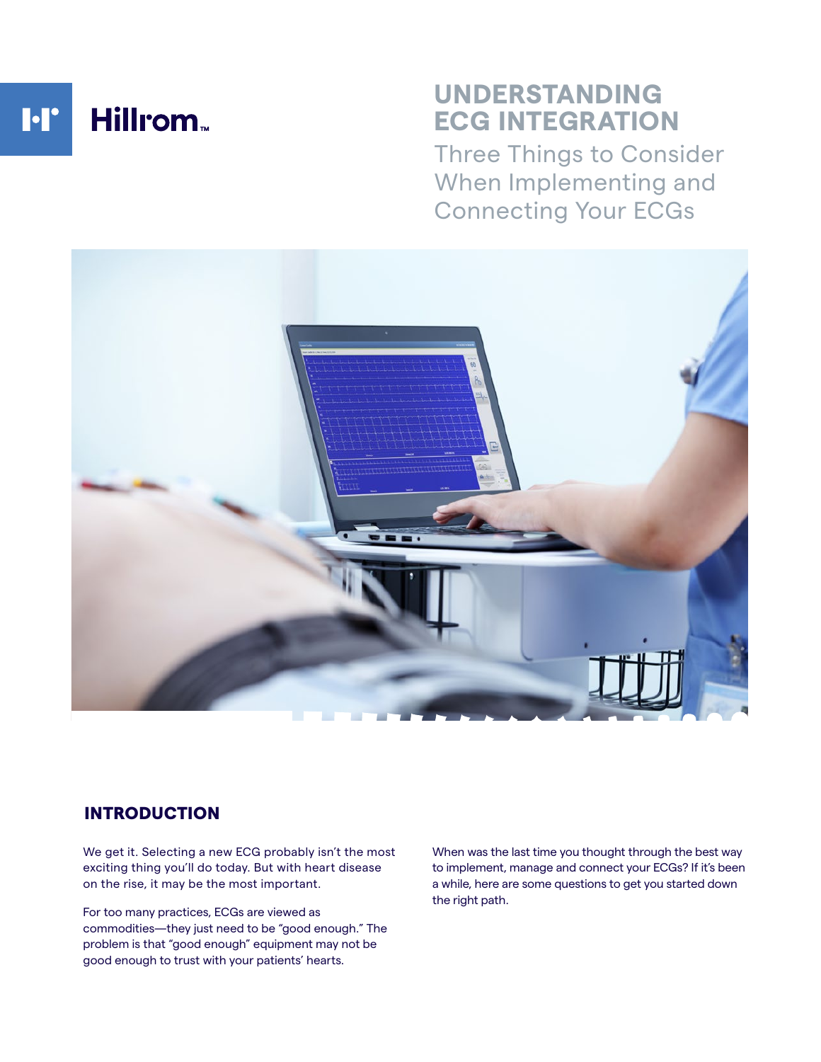Hillrom™

# UNDERSTANDING ECG INTEGRATION

## Three Things to Consider When Implementing and Connecting Your ECGs

## INTRODUCTION

We get it. Selecting a new ECG probably isn't the most exciting thing you'll do today. But with heart disease on the rise, it may be the most important.

For too many practices, ECGs are viewed as commodities—they just need to be "good enough." The problem is that "good enough" equipment may not be good enough to trust with your patients' hearts.

When was the last time you thought through the best way to implement, manage and connect your ECGs? If it's been a while, here are some questions to get you started down the right path.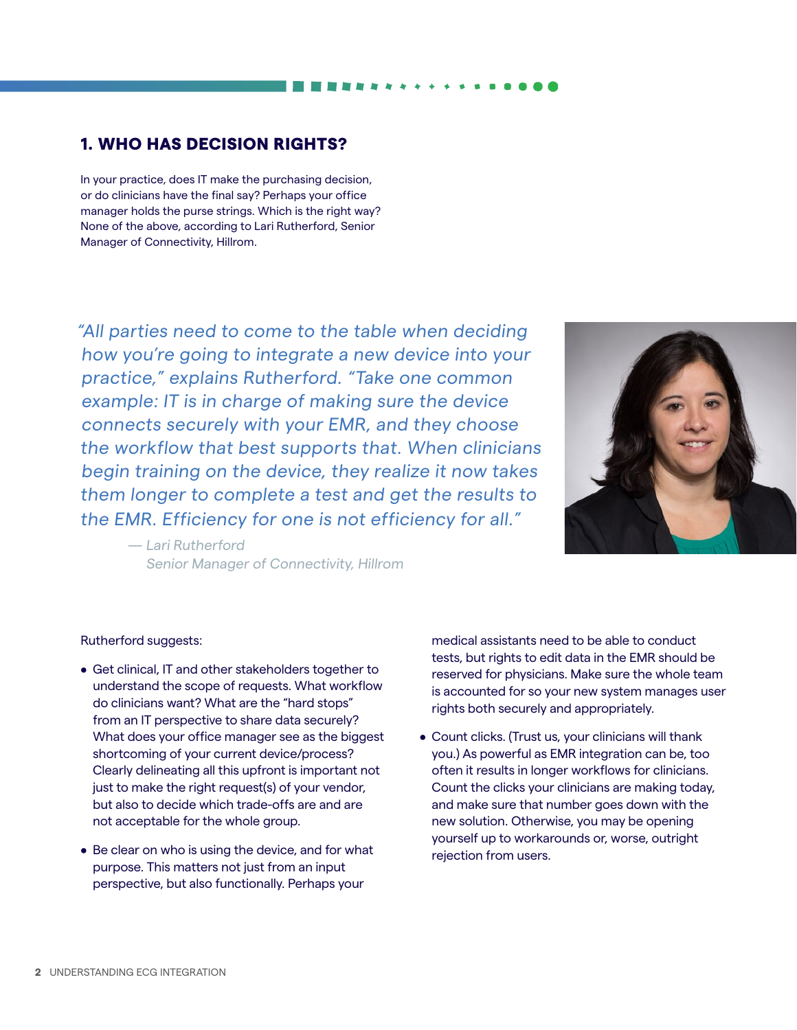## 1. WHO HAS DECISION RIGHTS?

In your practice, does IT make the purchasing decision, or do clinicians have the final say? Perhaps your office manager holds the purse strings. Which is the right way? None of the above, according to Lari Rutherford, Senior Manager of Connectivity, Hillrom.

> *"All parties need to come to the table when deciding how you're going to integrate a new device into your practice," explains Rutherford. "Take one common example: IT is in charge of making sure the device connects securely with your EMR, and they choose the workflow that best supports that. When clinicians begin training on the device, they realize it now takes them longer to complete a test and get the results to the EMR. Efficiency for one is not efficiency for all."*
>
> *— Lari Rutherford*
> *Senior Manager of Connectivity, Hillrom*

Rutherford suggests:

- Get clinical, IT and other stakeholders together to understand the scope of requests. What workflow do clinicians want? What are the "hard stops" from an IT perspective to share data securely? What does your office manager see as the biggest shortcoming of your current device/process? Clearly delineating all this upfront is important not just to make the right request(s) of your vendor, but also to decide which trade-offs are and are not acceptable for the whole group.
- Be clear on who is using the device, and for what purpose. This matters not just from an input perspective, but also functionally. Perhaps your medical assistants need to be able to conduct tests, but rights to edit data in the EMR should be reserved for physicians. Make sure the whole team is accounted for so your new system manages user rights both securely and appropriately.
- Count clicks. (Trust us, your clinicians will thank you.) As powerful as EMR integration can be, too often it results in longer workflows for clinicians. Count the clicks your clinicians are making today, and make sure that number goes down with the new solution. Otherwise, you may be opening yourself up to workarounds or, worse, outright rejection from users.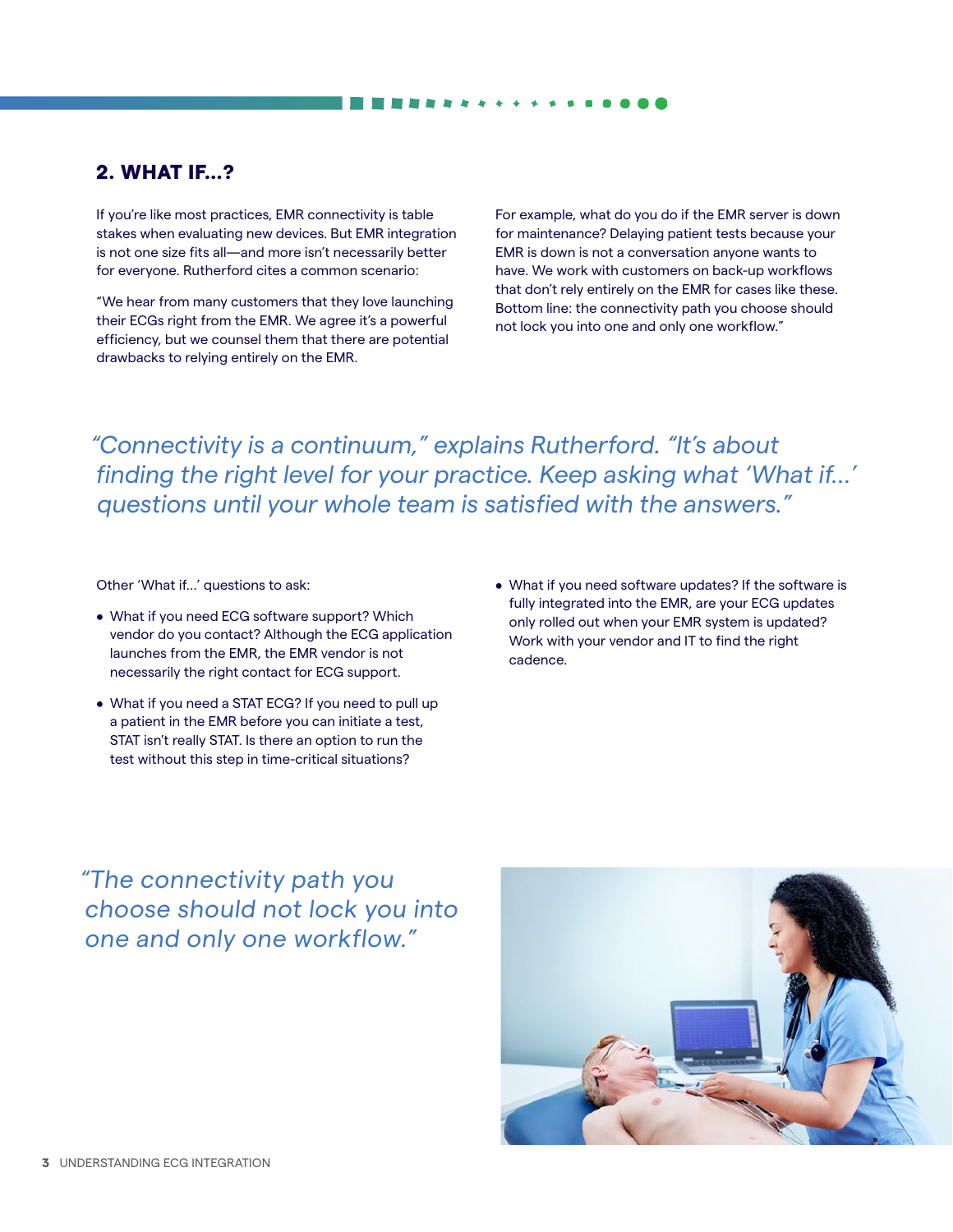## 2. WHAT IF…?

If you're like most practices, EMR connectivity is table stakes when evaluating new devices. But EMR integration is not one size fits all—and more isn't necessarily better for everyone. Rutherford cites a common scenario:

"We hear from many customers that they love launching their ECGs right from the EMR. We agree it's a powerful efficiency, but we counsel them that there are potential drawbacks to relying entirely on the EMR.

For example, what do you do if the EMR server is down for maintenance? Delaying patient tests because your EMR is down is not a conversation anyone wants to have. We work with customers on back-up workflows that don't rely entirely on the EMR for cases like these. Bottom line: the connectivity path you choose should not lock you into one and only one workflow."

*"Connectivity is a continuum," explains Rutherford. "It's about finding the right level for your practice. Keep asking what 'What if…' questions until your whole team is satisfied with the answers."*

Other 'What if…' questions to ask:

- What if you need ECG software support? Which vendor do you contact? Although the ECG application launches from the EMR, the EMR vendor is not necessarily the right contact for ECG support.
- What if you need a STAT ECG? If you need to pull up a patient in the EMR before you can initiate a test, STAT isn't really STAT. Is there an option to run the test without this step in time-critical situations?
- What if you need software updates? If the software is fully integrated into the EMR, are your ECG updates only rolled out when your EMR system is updated? Work with your vendor and IT to find the right cadence.

*"The connectivity path you choose should not lock you into one and only one workflow."*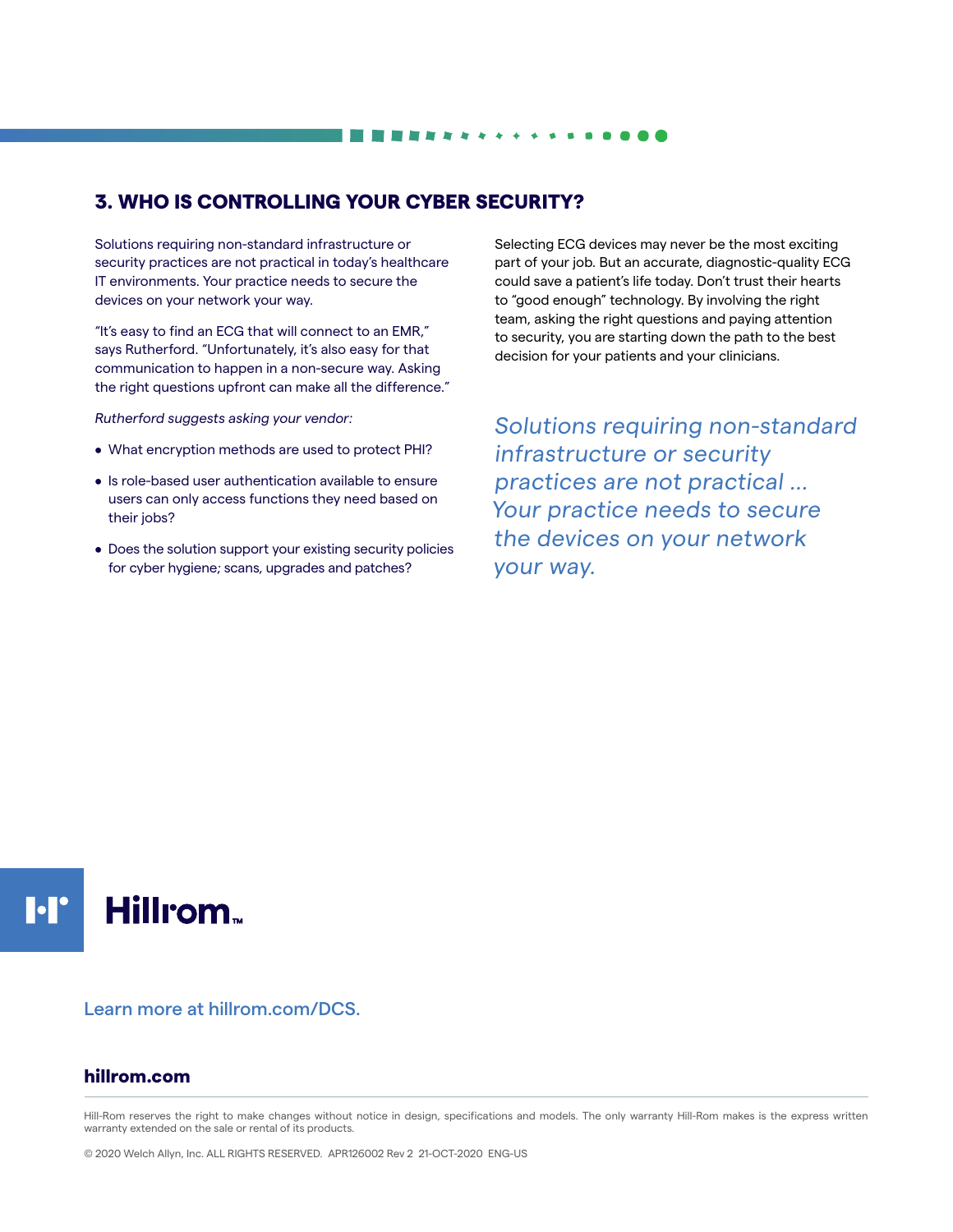## 3. WHO IS CONTROLLING YOUR CYBER SECURITY?

Solutions requiring non-standard infrastructure or security practices are not practical in today's healthcare IT environments. Your practice needs to secure the devices on your network your way.

"It's easy to find an ECG that will connect to an EMR," says Rutherford. "Unfortunately, it's also easy for that communication to happen in a non-secure way. Asking the right questions upfront can make all the difference."

*Rutherford suggests asking your vendor:*

- What encryption methods are used to protect PHI?
- Is role-based user authentication available to ensure users can only access functions they need based on their jobs?
- Does the solution support your existing security policies for cyber hygiene; scans, upgrades and patches?

Selecting ECG devices may never be the most exciting part of your job. But an accurate, diagnostic-quality ECG could save a patient's life today. Don't trust their hearts to "good enough" technology. By involving the right team, asking the right questions and paying attention to security, you are starting down the path to the best decision for your patients and your clinicians.

*Solutions requiring non-standard infrastructure or security practices are not practical ... Your practice needs to secure the devices on your network your way.*

Hillrom™

Learn more at hillrom.com/DCS.

**hillrom.com**

Hill-Rom reserves the right to make changes without notice in design, specifications and models. The only warranty Hill-Rom makes is the express written warranty extended on the sale or rental of its products.

© 2020 Welch Allyn, Inc. ALL RIGHTS RESERVED. APR126002 Rev 2 21-OCT-2020 ENG-US